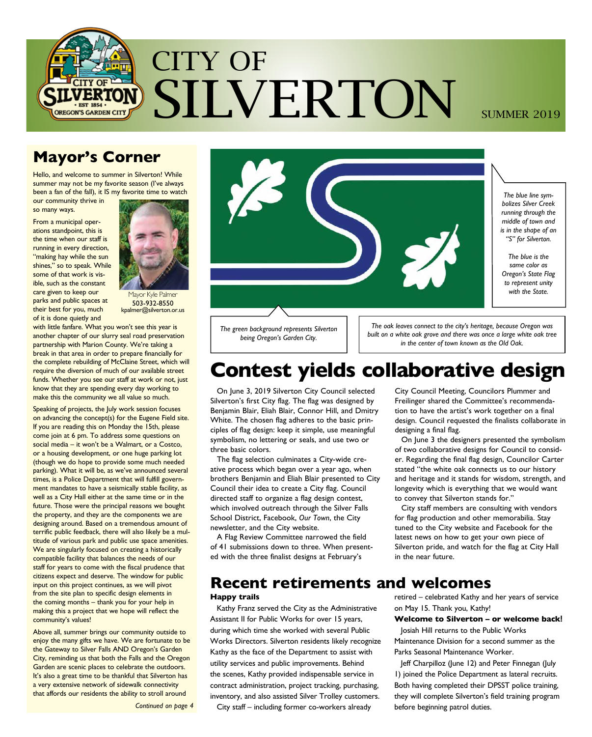# CITY OF SILVERTON

SUMMER 2019

## Mayor's Corner

Hello, and welcome to summer in Silverton! While summer may not be my favorite season (I've always been a fan of the fall), it IS my favorite time to watch our community thrive in so many ways.

Mayor Kyle Palmer
503-932-8550
kpalmer@silverton.or.us

From a municipal operations standpoint, this is the time when our staff is running in every direction, "making hay while the sun shines," so to speak. While some of that work is visible, such as the constant care given to keep our parks and public spaces at their best for you, much of it is done quietly and with little fanfare. What you won't see this year is another chapter of our slurry seal road preservation partnership with Marion County. We're taking a break in that area in order to prepare financially for the complete rebuilding of McClaine Street, which will require the diversion of much of our available street funds. Whether you see our staff at work or not, just know that they are spending every day working to make this the community we all value so much.

Speaking of projects, the July work session focuses on advancing the concept(s) for the Eugene Field site. If you are reading this on Monday the 15th, please come join at 6 pm. To address some questions on social media – it won't be a Walmart, or a Costco, or a housing development, or one huge parking lot (though we do hope to provide some much needed parking). What it will be, as we've announced several times, is a Police Department that will fulfill government mandates to have a seismically stable facility, as well as a City Hall either at the same time or in the future. Those were the principal reasons we bought the property, and they are the components we are designing around. Based on a tremendous amount of terrific public feedback, there will also likely be a multitude of various park and public use space amenities. We are singularly focused on creating a historically compatible facility that balances the needs of our staff for years to come with the fiscal prudence that citizens expect and deserve. The window for public input on this project continues, as we will pivot from the site plan to specific design elements in the coming months – thank you for your help in making this a project that we hope will reflect the community's values!

Above all, summer brings our community outside to enjoy the many gifts we have. We are fortunate to be the Gateway to Silver Falls AND Oregon's Garden City, reminding us that both the Falls and the Oregon Garden are scenic places to celebrate the outdoors. It's also a great time to be thankful that Silverton has a very extensive network of sidewalk connectivity that affords our residents the ability to stroll around

*Continued on page 4*

*The blue line symbolizes Silver Creek running through the middle of town and is in the shape of an "S" for Silverton.*

*The blue is the same color as Oregon's State Flag to represent unity with the State.*

*The green background represents Silverton being Oregon's Garden City.*

*The oak leaves connect to the city's heritage, because Oregon was built on a white oak grove and there was once a large white oak tree in the center of town known as the Old Oak.*

## Contest yields collaborative design

On June 3, 2019 Silverton City Council selected Silverton's first City flag. The flag was designed by Benjamin Blair, Eliah Blair, Connor Hill, and Dmitry White. The chosen flag adheres to the basic principles of flag design: keep it simple, use meaningful symbolism, no lettering or seals, and use two or three basic colors.

The flag selection culminates a City-wide creative process which began over a year ago, when brothers Benjamin and Eliah Blair presented to City Council their idea to create a City flag. Council directed staff to organize a flag design contest, which involved outreach through the Silver Falls School District, Facebook, *Our Town*, the City newsletter, and the City website.

A Flag Review Committee narrowed the field of 41 submissions down to three. When presented with the three finalist designs at February's City Council Meeting, Councilors Plummer and Freilinger shared the Committee's recommendation to have the artist's work together on a final design. Council requested the finalists collaborate in designing a final flag.

On June 3 the designers presented the symbolism of two collaborative designs for Council to consider. Regarding the final flag design, Councilor Carter stated "the white oak connects us to our history and heritage and it stands for wisdom, strength, and longevity which is everything that we would want to convey that Silverton stands for."

City staff members are consulting with vendors for flag production and other memorabilia. Stay tuned to the City website and Facebook for the latest news on how to get your own piece of Silverton pride, and watch for the flag at City Hall in the near future.

## Recent retirements and welcomes

**Happy trails**

Kathy Franz served the City as the Administrative Assistant II for Public Works for over 15 years, during which time she worked with several Public Works Directors. Silverton residents likely recognize Kathy as the face of the Department to assist with utility services and public improvements. Behind the scenes, Kathy provided indispensable service in contract administration, project tracking, purchasing, inventory, and also assisted Silver Trolley customers.

City staff – including former co-workers already retired – celebrated Kathy and her years of service on May 15. Thank you, Kathy!

**Welcome to Silverton – or welcome back!**

Josiah Hill returns to the Public Works Maintenance Division for a second summer as the Parks Seasonal Maintenance Worker.

Jeff Charpilloz (June 12) and Peter Finnegan (July 1) joined the Police Department as lateral recruits. Both having completed their DPSST police training, they will complete Silverton's field training program before beginning patrol duties.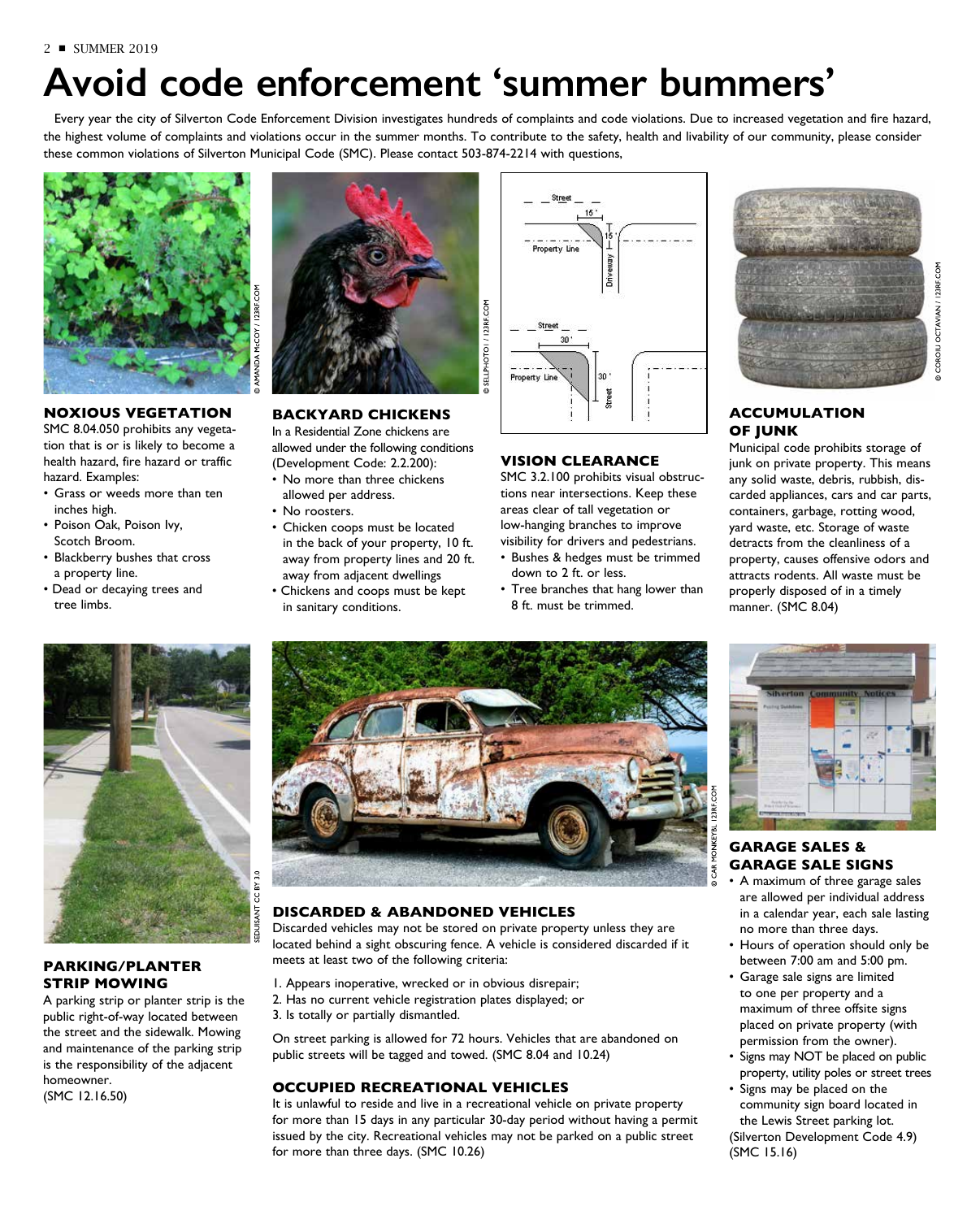# Avoid code enforcement 'summer bummers'

Every year the city of Silverton Code Enforcement Division investigates hundreds of complaints and code violations. Due to increased vegetation and fire hazard, the highest volume of complaints and violations occur in the summer months. To contribute to the safety, health and livability of our community, please consider these common violations of Silverton Municipal Code (SMC). Please contact 503-874-2214 with questions,

### NOXIOUS VEGETATION

SMC 8.04.050 prohibits any vegetation that is or is likely to become a health hazard, fire hazard or traffic hazard. Examples:

- Grass or weeds more than ten inches high.
- Poison Oak, Poison Ivy, Scotch Broom.
- Blackberry bushes that cross a property line.
- Dead or decaying trees and tree limbs.

### BACKYARD CHICKENS

In a Residential Zone chickens are allowed under the following conditions (Development Code: 2.2.200):

- No more than three chickens allowed per address.
- No roosters.
- Chicken coops must be located in the back of your property, 10 ft. away from property lines and 20 ft. away from adjacent dwellings
- Chickens and coops must be kept in sanitary conditions.

### VISION CLEARANCE

SMC 3.2.100 prohibits visual obstructions near intersections. Keep these areas clear of tall vegetation or low-hanging branches to improve visibility for drivers and pedestrians.

- Bushes & hedges must be trimmed down to 2 ft. or less.
- Tree branches that hang lower than 8 ft. must be trimmed.

### ACCUMULATION OF JUNK

Municipal code prohibits storage of junk on private property. This means any solid waste, debris, rubbish, discarded appliances, cars and car parts, containers, garbage, rotting wood, yard waste, etc. Storage of waste detracts from the cleanliness of a property, causes offensive odors and attracts rodents. All waste must be properly disposed of in a timely manner. (SMC 8.04)

### PARKING/PLANTER STRIP MOWING

A parking strip or planter strip is the public right-of-way located between the street and the sidewalk. Mowing and maintenance of the parking strip is the responsibility of the adjacent homeowner.
(SMC 12.16.50)

### DISCARDED & ABANDONED VEHICLES

Discarded vehicles may not be stored on private property unless they are located behind a sight obscuring fence. A vehicle is considered discarded if it meets at least two of the following criteria:

1. Appears inoperative, wrecked or in obvious disrepair;
2. Has no current vehicle registration plates displayed; or
3. Is totally or partially dismantled.

On street parking is allowed for 72 hours. Vehicles that are abandoned on public streets will be tagged and towed. (SMC 8.04 and 10.24)

### OCCUPIED RECREATIONAL VEHICLES

It is unlawful to reside and live in a recreational vehicle on private property for more than 15 days in any particular 30-day period without having a permit issued by the city. Recreational vehicles may not be parked on a public street for more than three days. (SMC 10.26)

### GARAGE SALES & GARAGE SALE SIGNS

- A maximum of three garage sales are allowed per individual address in a calendar year, each sale lasting no more than three days.
- Hours of operation should only be between 7:00 am and 5:00 pm.
- Garage sale signs are limited to one per property and a maximum of three offsite signs placed on private property (with permission from the owner).
- Signs may NOT be placed on public property, utility poles or street trees
- Signs may be placed on the community sign board located in the Lewis Street parking lot.

(Silverton Development Code 4.9)
(SMC 15.16)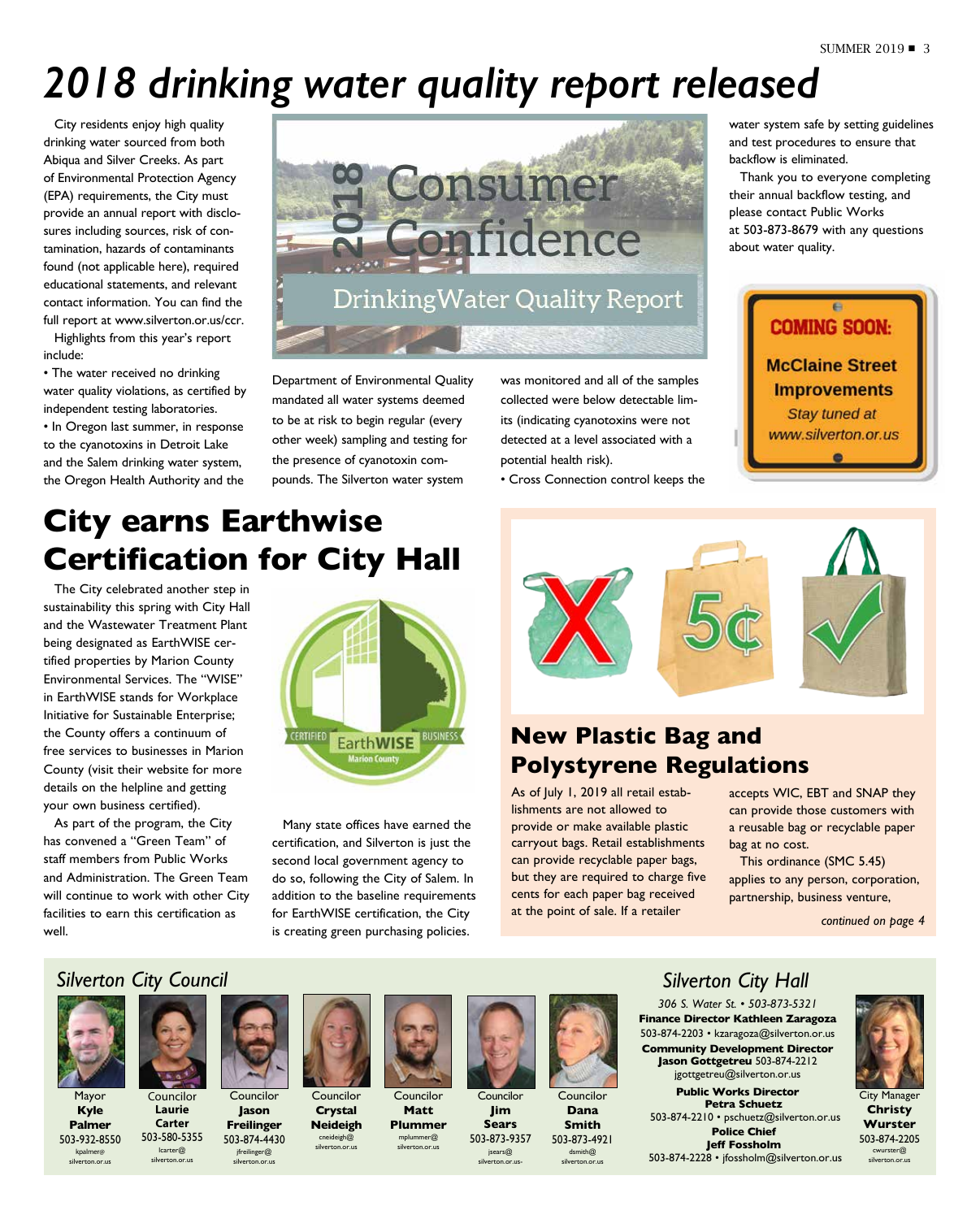# 2018 drinking water quality report released

City residents enjoy high quality drinking water sourced from both Abiqua and Silver Creeks. As part of Environmental Protection Agency (EPA) requirements, the City must provide an annual report with disclosures including sources, risk of contamination, hazards of contaminants found (not applicable here), required educational statements, and relevant contact information. You can find the full report at www.silverton.or.us/ccr.

Highlights from this year's report include:

- The water received no drinking water quality violations, as certified by independent testing laboratories.
- In Oregon last summer, in response to the cyanotoxins in Detroit Lake and the Salem drinking water system, the Oregon Health Authority and the Department of Environmental Quality mandated all water systems deemed to be at risk to begin regular (every other week) sampling and testing for the presence of cyanotoxin compounds. The Silverton water system was monitored and all of the samples collected were below detectable limits (indicating cyanotoxins were not detected at a level associated with a potential health risk).
- Cross Connection control keeps the water system safe by setting guidelines and test procedures to ensure that backflow is eliminated.

Thank you to everyone completing their annual backflow testing, and please contact Public Works at 503-873-8679 with any questions about water quality.

2018 Consumer Confidence Drinking Water Quality Report

**COMING SOON:** McClaine Street Improvements — *Stay tuned at www.silverton.or.us*

## City earns Earthwise Certification for City Hall

The City celebrated another step in sustainability this spring with City Hall and the Wastewater Treatment Plant being designated as EarthWISE certified properties by Marion County Environmental Services. The "WISE" in EarthWISE stands for Workplace Initiative for Sustainable Enterprise; the County offers a continuum of free services to businesses in Marion County (visit their website for more details on the helpline and getting your own business certified).

As part of the program, the City has convened a "Green Team" of staff members from Public Works and Administration. The Green Team will continue to work with other City facilities to earn this certification as well.

Many state offices have earned the certification, and Silverton is just the second local government agency to do so, following the City of Salem. In addition to the baseline requirements for EarthWISE certification, the City is creating green purchasing policies.

## New Plastic Bag and Polystyrene Regulations

As of July 1, 2019 all retail establishments are not allowed to provide or make available plastic carryout bags. Retail establishments can provide recyclable paper bags, but they are required to charge five cents for each paper bag received at the point of sale. If a retailer accepts WIC, EBT and SNAP they can provide those customers with a reusable bag or recyclable paper bag at no cost.

This ordinance (SMC 5.45) applies to any person, corporation, partnership, business venture,

*continued on page 4*

## Silverton City Council

- Mayor **Kyle Palmer** — 503-932-8550 — kpalmer@silverton.or.us
- Councilor **Laurie Carter** — 503-580-5355 — lcarter@silverton.or.us
- Councilor **Jason Freilinger** — 503-874-4430 — jfreilinger@silverton.or.us
- Councilor **Crystal Neideigh** — cneideigh@silverton.or.us
- Councilor **Matt Plummer** — mplummer@silverton.or.us
- Councilor **Jim Sears** — 503-873-9357 — jsears@silverton.or.us-
- Councilor **Dana Smith** — 503-873-4921 — dsmith@silverton.or.us

## Silverton City Hall

*306 S. Water St. • 503-873-5321*

**Finance Director Kathleen Zaragoza**
503-874-2203 • kzaragoza@silverton.or.us

**Community Development Director Jason Gottgetreu** 503-874-2212
jgottgetreu@silverton.or.us

**Public Works Director Petra Schuetz**
503-874-2210 • pschuetz@silverton.or.us

**Police Chief Jeff Fossholm**
503-874-2228 • jfossholm@silverton.or.us

City Manager **Christy Wurster** — 503-874-2205 — cwurster@silverton.or.us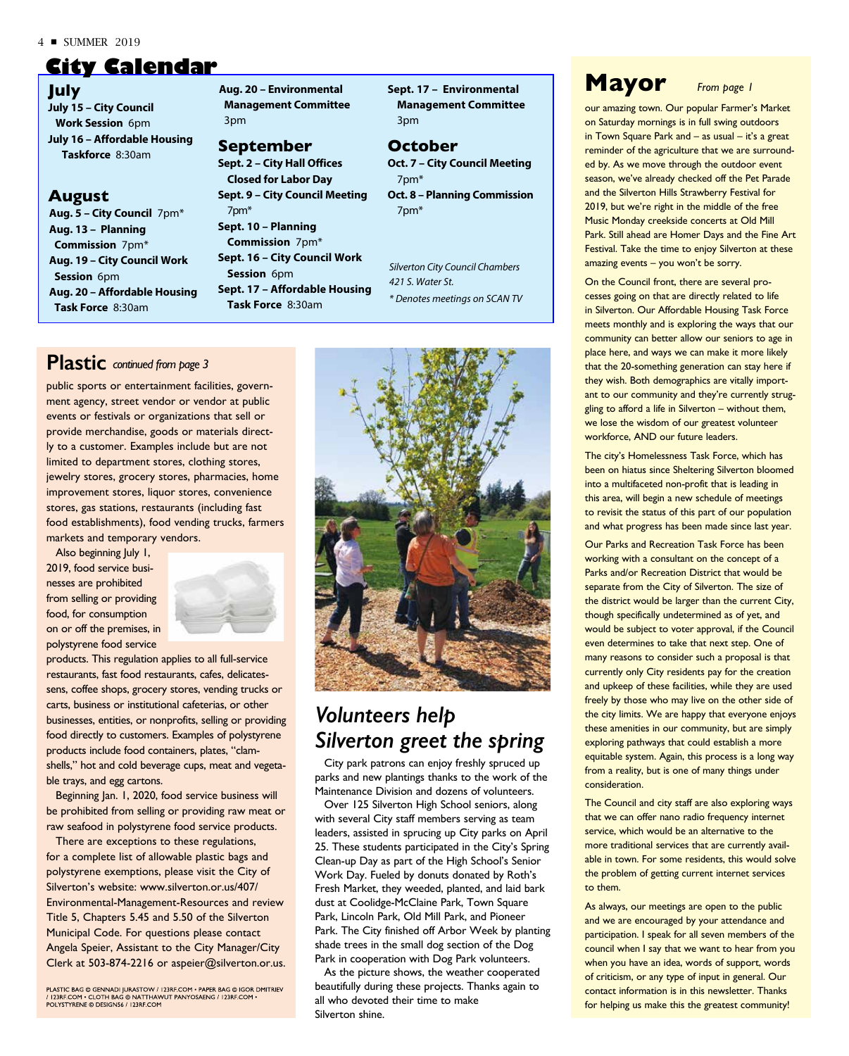# City Calendar

## July

**July 15 – City Council Work Session** 6pm

**July 16 – Affordable Housing Taskforce** 8:30am

## August

**Aug. 5 – City Council** 7pm*

**Aug. 13 – Planning Commission** 7pm*

**Aug. 19 – City Council Work Session** 6pm

**Aug. 20 – Affordable Housing Task Force** 8:30am

**Aug. 20 – Environmental Management Committee** 3pm

## September

**Sept. 2 – City Hall Offices Closed for Labor Day**

**Sept. 9 – City Council Meeting** 7pm*

**Sept. 10 – Planning Commission** 7pm*

**Sept. 16 – City Council Work Session** 6pm

**Sept. 17 – Affordable Housing Task Force** 8:30am

**Sept. 17 – Environmental Management Committee** 3pm

## October

**Oct. 7 – City Council Meeting** 7pm*

**Oct. 8 – Planning Commission** 7pm*

*Silverton City Council Chambers*
*421 S. Water St.*

** Denotes meetings on SCAN TV*

## Plastic *continued from page 3*

public sports or entertainment facilities, government agency, street vendor or vendor at public events or festivals or organizations that sell or provide merchandise, goods or materials directly to a customer. Examples include but are not limited to department stores, clothing stores, jewelry stores, grocery stores, pharmacies, home improvement stores, liquor stores, convenience stores, gas stations, restaurants (including fast food establishments), food vending trucks, farmers markets and temporary vendors.

Also beginning July 1, 2019, food service businesses are prohibited from selling or providing food, for consumption on or off the premises, in polystyrene food service products. This regulation applies to all full-service restaurants, fast food restaurants, cafes, delicatessens, coffee shops, grocery stores, vending trucks or carts, business or institutional cafeterias, or other businesses, entities, or nonprofits, selling or providing food directly to customers. Examples of polystyrene products include food containers, plates, "clamshells," hot and cold beverage cups, meat and vegetable trays, and egg cartons.

Beginning Jan. 1, 2020, food service business will be prohibited from selling or providing raw meat or raw seafood in polystyrene food service products.

There are exceptions to these regulations, for a complete list of allowable plastic bags and polystyrene exemptions, please visit the City of Silverton's website: www.silverton.or.us/407/Environmental-Management-Resources and review Title 5, Chapters 5.45 and 5.50 of the Silverton Municipal Code. For questions please contact Angela Speier, Assistant to the City Manager/City Clerk at 503-874-2216 or aspeier@silverton.or.us.

PLASTIC BAG © GENNADI JURASTOW / 123RF.COM • PAPER BAG © IGOR DMITRIEV / 123RF.COM • CLOTH BAG © NATTHAWUT PANYOSAENG / 123RF.COM • POLYSTYRENE © DESIGNS6 / 123RF.COM

## *Volunteers help Silverton greet the spring*

City park patrons can enjoy freshly spruced up parks and new plantings thanks to the work of the Maintenance Division and dozens of volunteers.

Over 125 Silverton High School seniors, along with several City staff members serving as team leaders, assisted in sprucing up City parks on April 25. These students participated in the City's Spring Clean-up Day as part of the High School's Senior Work Day. Fueled by donuts donated by Roth's Fresh Market, they weeded, planted, and laid bark dust at Coolidge-McClaine Park, Town Square Park, Lincoln Park, Old Mill Park, and Pioneer Park. The City finished off Arbor Week by planting shade trees in the small dog section of the Dog Park in cooperation with Dog Park volunteers.

As the picture shows, the weather cooperated beautifully during these projects. Thanks again to all who devoted their time to make Silverton shine.

## Mayor *From page 1*

our amazing town. Our popular Farmer's Market on Saturday mornings is in full swing outdoors in Town Square Park and – as usual – it's a great reminder of the agriculture that we are surrounded by. As we move through the outdoor event season, we've already checked off the Pet Parade and the Silverton Hills Strawberry Festival for 2019, but we're right in the middle of the free Music Monday creekside concerts at Old Mill Park. Still ahead are Homer Days and the Fine Art Festival. Take the time to enjoy Silverton at these amazing events – you won't be sorry.

On the Council front, there are several processes going on that are directly related to life in Silverton. Our Affordable Housing Task Force meets monthly and is exploring the ways that our community can better allow our seniors to age in place here, and ways we can make it more likely that the 20-something generation can stay here if they wish. Both demographics are vitally important to our community and they're currently struggling to afford a life in Silverton – without them, we lose the wisdom of our greatest volunteer workforce, AND our future leaders.

The city's Homelessness Task Force, which has been on hiatus since Sheltering Silverton bloomed into a multifaceted non-profit that is leading in this area, will begin a new schedule of meetings to revisit the status of this part of our population and what progress has been made since last year.

Our Parks and Recreation Task Force has been working with a consultant on the concept of a Parks and/or Recreation District that would be separate from the City of Silverton. The size of the district would be larger than the current City, though specifically undetermined as of yet, and would be subject to voter approval, if the Council even determines to take that next step. One of many reasons to consider such a proposal is that currently only City residents pay for the creation and upkeep of these facilities, while they are used freely by those who may live on the other side of the city limits. We are happy that everyone enjoys these amenities in our community, but are simply exploring pathways that could establish a more equitable system. Again, this process is a long way from a reality, but is one of many things under consideration.

The Council and city staff are also exploring ways that we can offer nano radio frequency internet service, which would be an alternative to the more traditional services that are currently available in town. For some residents, this would solve the problem of getting current internet services to them.

As always, our meetings are open to the public and we are encouraged by your attendance and participation. I speak for all seven members of the council when I say that we want to hear from you when you have an idea, words of support, words of criticism, or any type of input in general. Our contact information is in this newsletter. Thanks for helping us make this the greatest community!